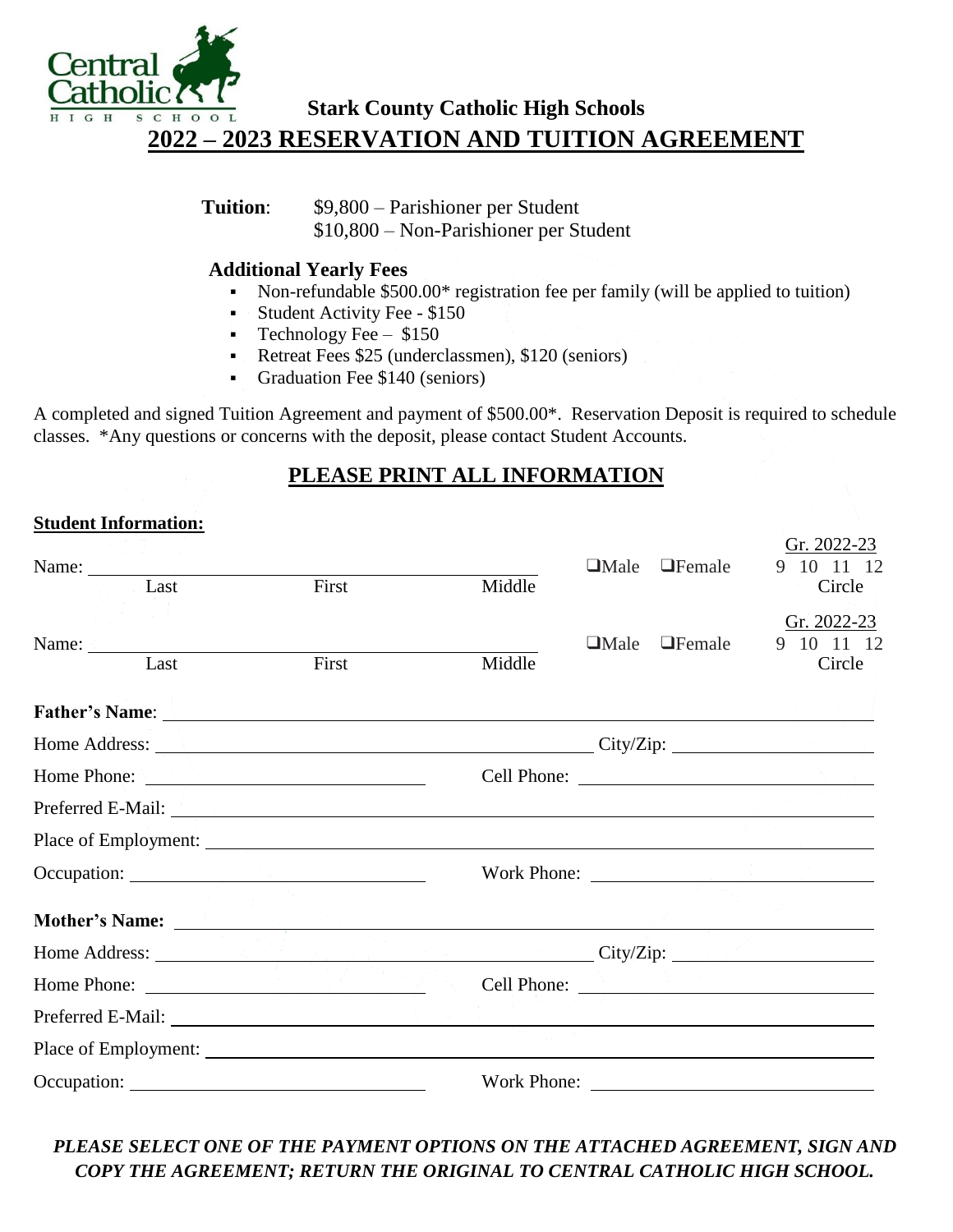Central Catholic HIGH SCHOOL

**Stark County Catholic High Schools**

# 2022 – 2023 RESERVATION AND TUITION AGREEMENT

**Tuition**: $9,800 – Parishioner per Student
$10,800 – Non-Parishioner per Student

**Additional Yearly Fees**

- Non-refundable $500.00* registration fee per family (will be applied to tuition)
- Student Activity Fee - $150
- Technology Fee – $150
- Retreat Fees $25 (underclassmen), $120 (seniors)
- Graduation Fee $140 (seniors)

A completed and signed Tuition Agreement and payment of $500.00*. Reservation Deposit is required to schedule classes. *Any questions or concerns with the deposit, please contact Student Accounts.

## PLEASE PRINT ALL INFORMATION

**Student Information:**

Name: ______________________________________ ❑Male ❑Female Gr. 2022-23 9 10 11 12
Last First Middle Circle

Name: ______________________________________ ❑Male ❑Female Gr. 2022-23 9 10 11 12
Last First Middle Circle

**Father's Name**: ______________________________________

Home Address: ______________________________ City/Zip: ______________

Home Phone: ______________________ Cell Phone: ______________________

Preferred E-Mail: ______________________________________

Place of Employment: ______________________________________

Occupation: ______________________ Work Phone: ______________________

**Mother's Name:** ______________________________________

Home Address: ______________________________ City/Zip: ______________

Home Phone: ______________________ Cell Phone: ______________________

Preferred E-Mail: ______________________________________

Place of Employment: ______________________________________

Occupation: ______________________ Work Phone: ______________________

***PLEASE SELECT ONE OF THE PAYMENT OPTIONS ON THE ATTACHED AGREEMENT, SIGN AND COPY THE AGREEMENT; RETURN THE ORIGINAL TO CENTRAL CATHOLIC HIGH SCHOOL.***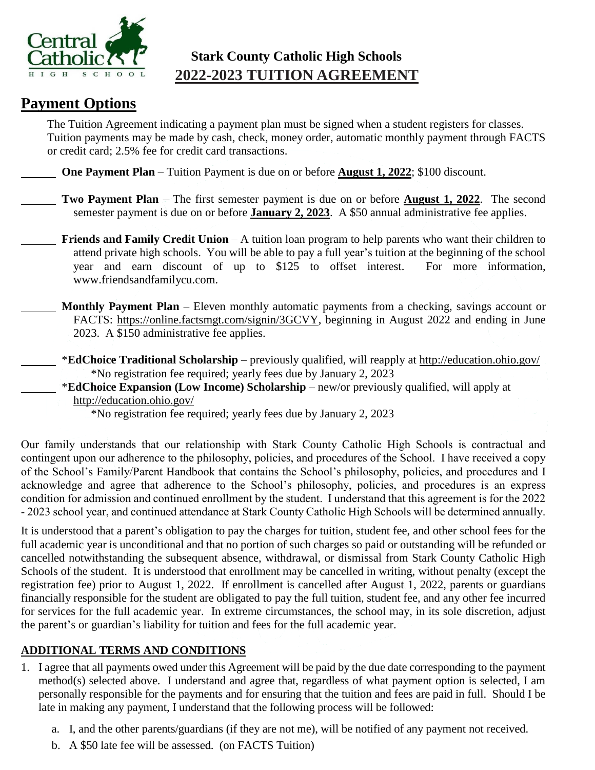**Stark County Catholic High Schools**

**2022-2023 TUITION AGREEMENT**

## Payment Options

The Tuition Agreement indicating a payment plan must be signed when a student registers for classes. Tuition payments may be made by cash, check, money order, automatic monthly payment through FACTS or credit card; 2.5% fee for credit card transactions.

______ **One Payment Plan** – Tuition Payment is due on or before **August 1, 2022**; $100 discount.

______ **Two Payment Plan** – The first semester payment is due on or before **August 1, 2022**. The second semester payment is due on or before **January 2, 2023**. A $50 annual administrative fee applies.

______ **Friends and Family Credit Union** – A tuition loan program to help parents who want their children to attend private high schools. You will be able to pay a full year's tuition at the beginning of the school year and earn discount of up to $125 to offset interest. For more information, www.friendsandfamilycu.com.

______ **Monthly Payment Plan** – Eleven monthly automatic payments from a checking, savings account or FACTS: https://online.factsmgt.com/signin/3GCVY, beginning in August 2022 and ending in June 2023. A $150 administrative fee applies.

______ ***EdChoice Traditional Scholarship** – previously qualified, will reapply at http://education.ohio.gov/
*No registration fee required; yearly fees due by January 2, 2023

______ ***EdChoice Expansion (Low Income) Scholarship** – new/or previously qualified, will apply at http://education.ohio.gov/
*No registration fee required; yearly fees due by January 2, 2023

Our family understands that our relationship with Stark County Catholic High Schools is contractual and contingent upon our adherence to the philosophy, policies, and procedures of the School. I have received a copy of the School's Family/Parent Handbook that contains the School's philosophy, policies, and procedures and I acknowledge and agree that adherence to the School's philosophy, policies, and procedures is an express condition for admission and continued enrollment by the student. I understand that this agreement is for the 2022 - 2023 school year, and continued attendance at Stark County Catholic High Schools will be determined annually.

It is understood that a parent's obligation to pay the charges for tuition, student fee, and other school fees for the full academic year is unconditional and that no portion of such charges so paid or outstanding will be refunded or cancelled notwithstanding the subsequent absence, withdrawal, or dismissal from Stark County Catholic High Schools of the student. It is understood that enrollment may be cancelled in writing, without penalty (except the registration fee) prior to August 1, 2022. If enrollment is cancelled after August 1, 2022, parents or guardians financially responsible for the student are obligated to pay the full tuition, student fee, and any other fee incurred for services for the full academic year. In extreme circumstances, the school may, in its sole discretion, adjust the parent's or guardian's liability for tuition and fees for the full academic year.

### ADDITIONAL TERMS AND CONDITIONS

1. I agree that all payments owed under this Agreement will be paid by the due date corresponding to the payment method(s) selected above. I understand and agree that, regardless of what payment option is selected, I am personally responsible for the payments and for ensuring that the tuition and fees are paid in full. Should I be late in making any payment, I understand that the following process will be followed:
   a. I, and the other parents/guardians (if they are not me), will be notified of any payment not received.
   b. A $50 late fee will be assessed. (on FACTS Tuition)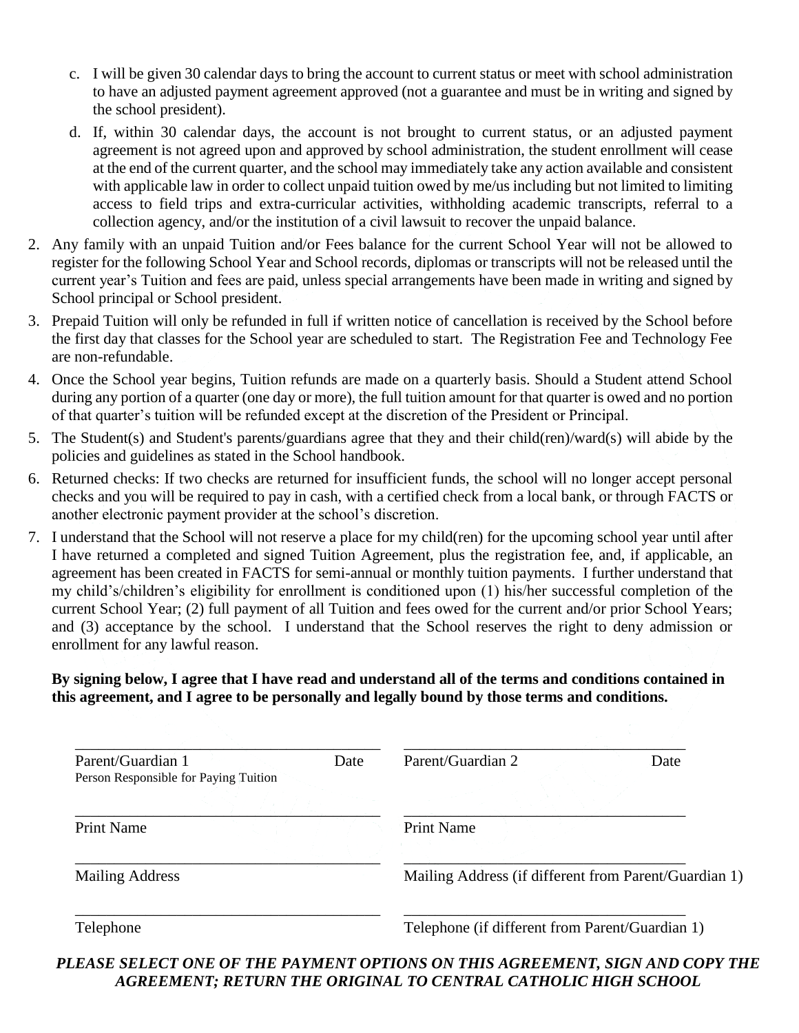c. I will be given 30 calendar days to bring the account to current status or meet with school administration to have an adjusted payment agreement approved (not a guarantee and must be in writing and signed by the school president).

d. If, within 30 calendar days, the account is not brought to current status, or an adjusted payment agreement is not agreed upon and approved by school administration, the student enrollment will cease at the end of the current quarter, and the school may immediately take any action available and consistent with applicable law in order to collect unpaid tuition owed by me/us including but not limited to limiting access to field trips and extra-curricular activities, withholding academic transcripts, referral to a collection agency, and/or the institution of a civil lawsuit to recover the unpaid balance.

2. Any family with an unpaid Tuition and/or Fees balance for the current School Year will not be allowed to register for the following School Year and School records, diplomas or transcripts will not be released until the current year's Tuition and fees are paid, unless special arrangements have been made in writing and signed by School principal or School president.
3. Prepaid Tuition will only be refunded in full if written notice of cancellation is received by the School before the first day that classes for the School year are scheduled to start. The Registration Fee and Technology Fee are non-refundable.
4. Once the School year begins, Tuition refunds are made on a quarterly basis. Should a Student attend School during any portion of a quarter (one day or more), the full tuition amount for that quarter is owed and no portion of that quarter's tuition will be refunded except at the discretion of the President or Principal.
5. The Student(s) and Student's parents/guardians agree that they and their child(ren)/ward(s) will abide by the policies and guidelines as stated in the School handbook.
6. Returned checks: If two checks are returned for insufficient funds, the school will no longer accept personal checks and you will be required to pay in cash, with a certified check from a local bank, or through FACTS or another electronic payment provider at the school's discretion.
7. I understand that the School will not reserve a place for my child(ren) for the upcoming school year until after I have returned a completed and signed Tuition Agreement, plus the registration fee, and, if applicable, an agreement has been created in FACTS for semi-annual or monthly tuition payments. I further understand that my child's/children's eligibility for enrollment is conditioned upon (1) his/her successful completion of the current School Year; (2) full payment of all Tuition and fees owed for the current and/or prior School Years; and (3) acceptance by the school. I understand that the School reserves the right to deny admission or enrollment for any lawful reason.

**By signing below, I agree that I have read and understand all of the terms and conditions contained in this agreement, and I agree to be personally and legally bound by those terms and conditions.**

______________________________________ 

Parent/Guardian 1 Date
Person Responsible for Paying Tuition

______________________________________ 

Parent/Guardian 2 Date

______________________________________ 

Print Name

______________________________________ 

Print Name

______________________________________ 

Mailing Address

______________________________________ 

Mailing Address (if different from Parent/Guardian 1)

______________________________________ 

Telephone

______________________________________ 

Telephone (if different from Parent/Guardian 1)

***PLEASE SELECT ONE OF THE PAYMENT OPTIONS ON THIS AGREEMENT, SIGN AND COPY THE AGREEMENT; RETURN THE ORIGINAL TO CENTRAL CATHOLIC HIGH SCHOOL***